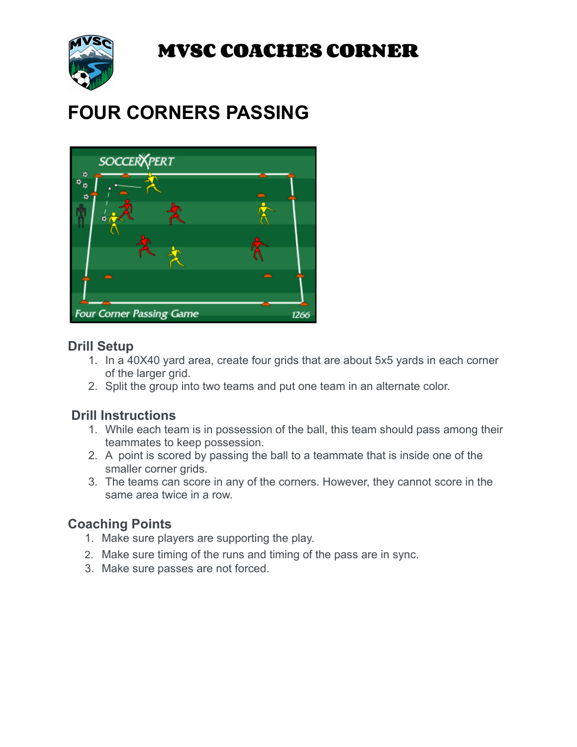# MVSC COACHES CORNER

## FOUR CORNERS PASSING

### Drill Setup

1. In a 40X40 yard area, create four grids that are about 5x5 yards in each corner of the larger grid.
2. Split the group into two teams and put one team in an alternate color.

### Drill Instructions

1. While each team is in possession of the ball, this team should pass among their teammates to keep possession.
2. A point is scored by passing the ball to a teammate that is inside one of the smaller corner grids.
3. The teams can score in any of the corners. However, they cannot score in the same area twice in a row.

### Coaching Points

1. Make sure players are supporting the play.
2. Make sure timing of the runs and timing of the pass are in sync.
3. Make sure passes are not forced.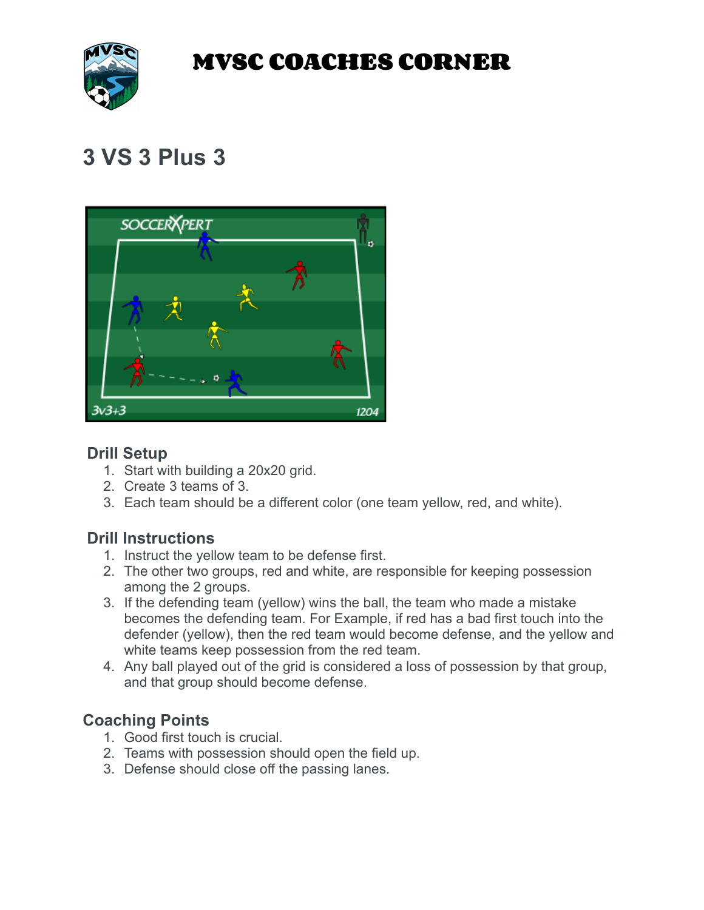# 3 VS 3 Plus 3

SOCCERXPERT

3v3+3

1204

### Drill Setup

1. Start with building a 20x20 grid.
2. Create 3 teams of 3.
3. Each team should be a different color (one team yellow, red, and white).

### Drill Instructions

1. Instruct the yellow team to be defense first.
2. The other two groups, red and white, are responsible for keeping possession among the 2 groups.
3. If the defending team (yellow) wins the ball, the team who made a mistake becomes the defending team. For Example, if red has a bad first touch into the defender (yellow), then the red team would become defense, and the yellow and white teams keep possession from the red team.
4. Any ball played out of the grid is considered a loss of possession by that group, and that group should become defense.

### Coaching Points

1. Good first touch is crucial.
2. Teams with possession should open the field up.
3. Defense should close off the passing lanes.